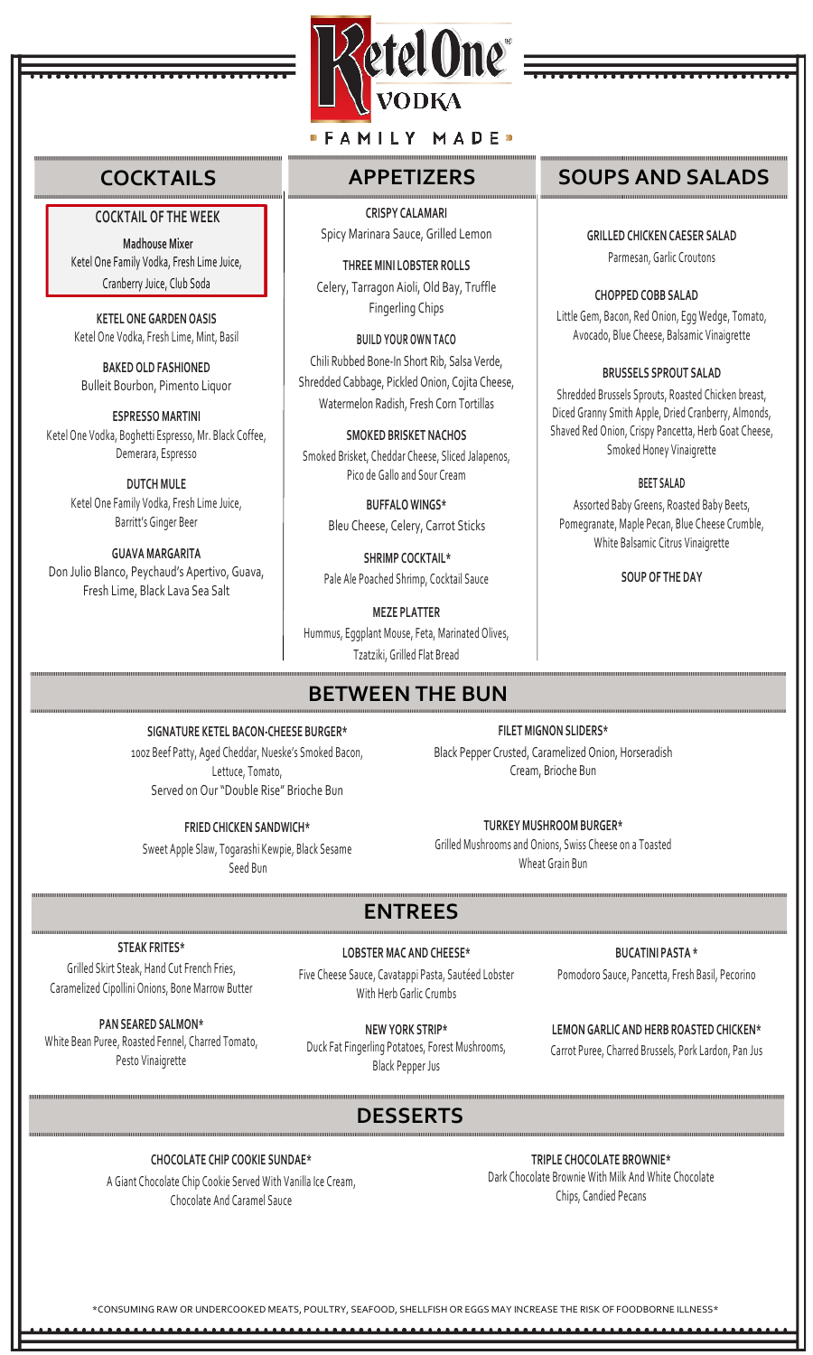# Ketel One VODKA

FAMILY MADE

## COCKTAILS

### COCKTAIL OF THE WEEK

**Madhouse Mixer**
Ketel One Family Vodka, Fresh Lime Juice, Cranberry Juice, Club Soda

**KETEL ONE GARDEN OASIS**
Ketel One Vodka, Fresh Lime, Mint, Basil

**BAKED OLD FASHIONED**
Bulleit Bourbon, Pimento Liquor

**ESPRESSO MARTINI**
Ketel One Vodka, Boghetti Espresso, Mr. Black Coffee, Demerara, Espresso

**DUTCH MULE**
Ketel One Family Vodka, Fresh Lime Juice, Barritt's Ginger Beer

**GUAVA MARGARITA**
Don Julio Blanco, Peychaud's Apertivo, Guava, Fresh Lime, Black Lava Sea Salt

## APPETIZERS

**CRISPY CALAMARI**
Spicy Marinara Sauce, Grilled Lemon

**THREE MINI LOBSTER ROLLS**
Celery, Tarragon Aioli, Old Bay, Truffle Fingerling Chips

**BUILD YOUR OWN TACO**
Chili Rubbed Bone-In Short Rib, Salsa Verde, Shredded Cabbage, Pickled Onion, Cojita Cheese, Watermelon Radish, Fresh Corn Tortillas

**SMOKED BRISKET NACHOS**
Smoked Brisket, Cheddar Cheese, Sliced Jalapenos, Pico de Gallo and Sour Cream

**BUFFALO WINGS***
Bleu Cheese, Celery, Carrot Sticks

**SHRIMP COCKTAIL***
Pale Ale Poached Shrimp, Cocktail Sauce

**MEZE PLATTER**
Hummus, Eggplant Mouse, Feta, Marinated Olives, Tzatziki, Grilled Flat Bread

## SOUPS AND SALADS

**GRILLED CHICKEN CAESER SALAD**
Parmesan, Garlic Croutons

**CHOPPED COBB SALAD**
Little Gem, Bacon, Red Onion, Egg Wedge, Tomato, Avocado, Blue Cheese, Balsamic Vinaigrette

**BRUSSELS SPROUT SALAD**
Shredded Brussels Sprouts, Roasted Chicken breast, Diced Granny Smith Apple, Dried Cranberry, Almonds, Shaved Red Onion, Crispy Pancetta, Herb Goat Cheese, Smoked Honey Vinaigrette

**BEET SALAD**
Assorted Baby Greens, Roasted Baby Beets, Pomegranate, Maple Pecan, Blue Cheese Crumble, White Balsamic Citrus Vinaigrette

**SOUP OF THE DAY**

## BETWEEN THE BUN

**SIGNATURE KETEL BACON-CHEESE BURGER***
10oz Beef Patty, Aged Cheddar, Nueske's Smoked Bacon, Lettuce, Tomato,
Served on Our "Double Rise" Brioche Bun

**FILET MIGNON SLIDERS***
Black Pepper Crusted, Caramelized Onion, Horseradish Cream, Brioche Bun

**FRIED CHICKEN SANDWICH***
Sweet Apple Slaw, Togarashi Kewpie, Black Sesame Seed Bun

**TURKEY MUSHROOM BURGER***
Grilled Mushrooms and Onions, Swiss Cheese on a Toasted Wheat Grain Bun

## ENTREES

**STEAK FRITES***
Grilled Skirt Steak, Hand Cut French Fries, Caramelized Cipollini Onions, Bone Marrow Butter

**LOBSTER MAC AND CHEESE***
Five Cheese Sauce, Cavatappi Pasta, Sautéed Lobster With Herb Garlic Crumbs

**BUCATINI PASTA ***
Pomodoro Sauce, Pancetta, Fresh Basil, Pecorino

**PAN SEARED SALMON***
White Bean Puree, Roasted Fennel, Charred Tomato, Pesto Vinaigrette

**NEW YORK STRIP***
Duck Fat Fingerling Potatoes, Forest Mushrooms, Black Pepper Jus

**LEMON GARLIC AND HERB ROASTED CHICKEN***
Carrot Puree, Charred Brussels, Pork Lardon, Pan Jus

## DESSERTS

**CHOCOLATE CHIP COOKIE SUNDAE***
A Giant Chocolate Chip Cookie Served With Vanilla Ice Cream, Chocolate And Caramel Sauce

**TRIPLE CHOCOLATE BROWNIE***
Dark Chocolate Brownie With Milk And White Chocolate Chips, Candied Pecans

*CONSUMING RAW OR UNDERCOOKED MEATS, POULTRY, SEAFOOD, SHELLFISH OR EGGS MAY INCREASE THE RISK OF FOODBORNE ILLNESS*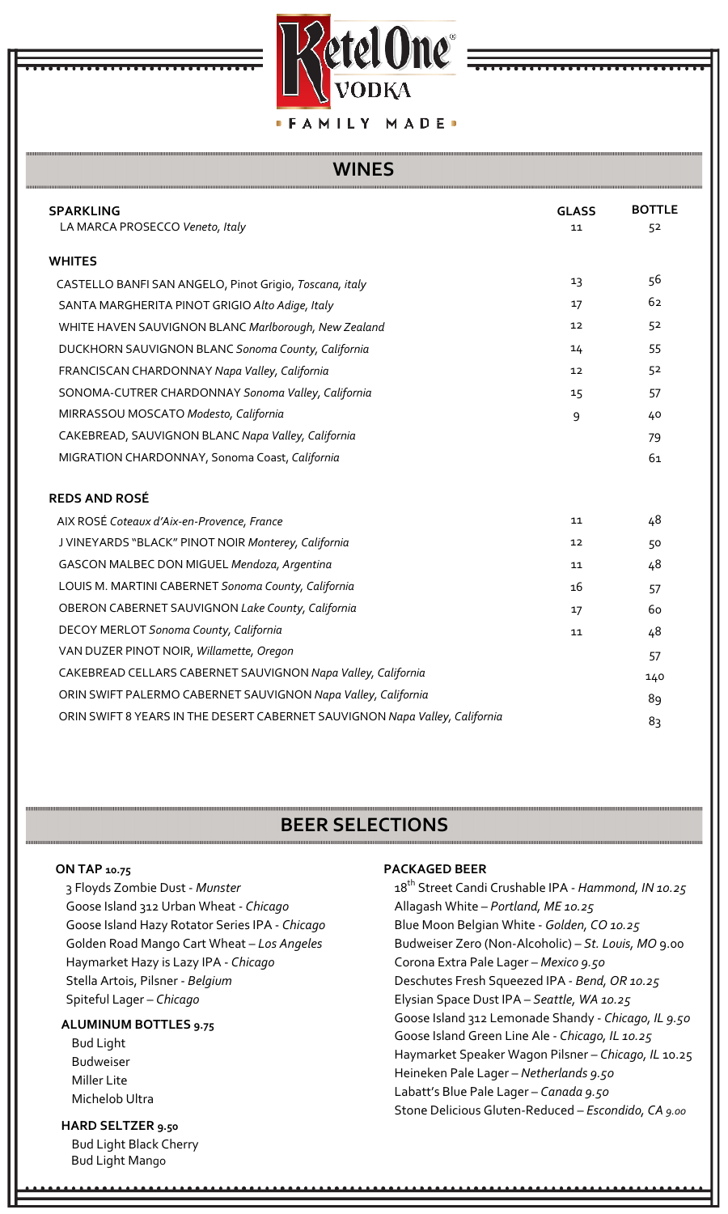Ketel One VODKA

FAMILY MADE

## WINES

| | GLASS | BOTTLE |
|---|---|---|
| **SPARKLING** | | |
| LA MARCA PROSECCO *Veneto, Italy* | 11 | 52 |
| **WHITES** | | |
| CASTELLO BANFI SAN ANGELO, Pinot Grigio, *Toscana, italy* | 13 | 56 |
| SANTA MARGHERITA PINOT GRIGIO *Alto Adige, Italy* | 17 | 62 |
| WHITE HAVEN SAUVIGNON BLANC *Marlborough, New Zealand* | 12 | 52 |
| DUCKHORN SAUVIGNON BLANC *Sonoma County, California* | 14 | 55 |
| FRANCISCAN CHARDONNAY *Napa Valley, California* | 12 | 52 |
| SONOMA-CUTRER CHARDONNAY *Sonoma Valley, California* | 15 | 57 |
| MIRRASSOU MOSCATO *Modesto, California* | 9 | 40 |
| CAKEBREAD, SAUVIGNON BLANC *Napa Valley, California* | | 79 |
| MIGRATION CHARDONNAY, Sonoma Coast, *California* | | 61 |
| **REDS AND ROSÉ** | | |
| AIX ROSÉ *Coteaux d'Aix-en-Provence, France* | 11 | 48 |
| J VINEYARDS "BLACK" PINOT NOIR *Monterey, California* | 12 | 50 |
| GASCON MALBEC DON MIGUEL *Mendoza, Argentina* | 11 | 48 |
| LOUIS M. MARTINI CABERNET *Sonoma County, California* | 16 | 57 |
| OBERON CABERNET SAUVIGNON *Lake County, California* | 17 | 60 |
| DECOY MERLOT *Sonoma County, California* | 11 | 48 |
| VAN DUZER PINOT NOIR, *Willamette, Oregon* | | 57 |
| CAKEBREAD CELLARS CABERNET SAUVIGNON *Napa Valley, California* | | 140 |
| ORIN SWIFT PALERMO CABERNET SAUVIGNON *Napa Valley, California* | | 89 |
| ORIN SWIFT 8 YEARS IN THE DESERT CABERNET SAUVIGNON *Napa Valley, California* | | 83 |

## BEER SELECTIONS

**ON TAP 10.75**

3 Floyds Zombie Dust - *Munster*
Goose Island 312 Urban Wheat - *Chicago*
Goose Island Hazy Rotator Series IPA - *Chicago*
Golden Road Mango Cart Wheat – *Los Angeles*
Haymarket Hazy is Lazy IPA - *Chicago*
Stella Artois, Pilsner - *Belgium*
Spiteful Lager – *Chicago*

**ALUMINUM BOTTLES 9.75**

Bud Light
Budweiser
Miller Lite
Michelob Ultra

**HARD SELTZER 9.50**

Bud Light Black Cherry
Bud Light Mango

**PACKAGED BEER**

18th Street Candi Crushable IPA - *Hammond, IN 10.25*
Allagash White – *Portland, ME 10.25*
Blue Moon Belgian White - *Golden, CO 10.25*
Budweiser Zero (Non-Alcoholic) – *St. Louis, MO* 9.00
Corona Extra Pale Lager – *Mexico 9.50*
Deschutes Fresh Squeezed IPA - *Bend, OR 10.25*
Elysian Space Dust IPA – *Seattle, WA 10.25*
Goose Island 312 Lemonade Shandy - *Chicago, IL 9.50*
Goose Island Green Line Ale - *Chicago, IL 10.25*
Haymarket Speaker Wagon Pilsner – *Chicago, IL* 10.25
Heineken Pale Lager – *Netherlands 9.50*
Labatt's Blue Pale Lager – *Canada 9.50*
Stone Delicious Gluten-Reduced – *Escondido, CA 9.00*